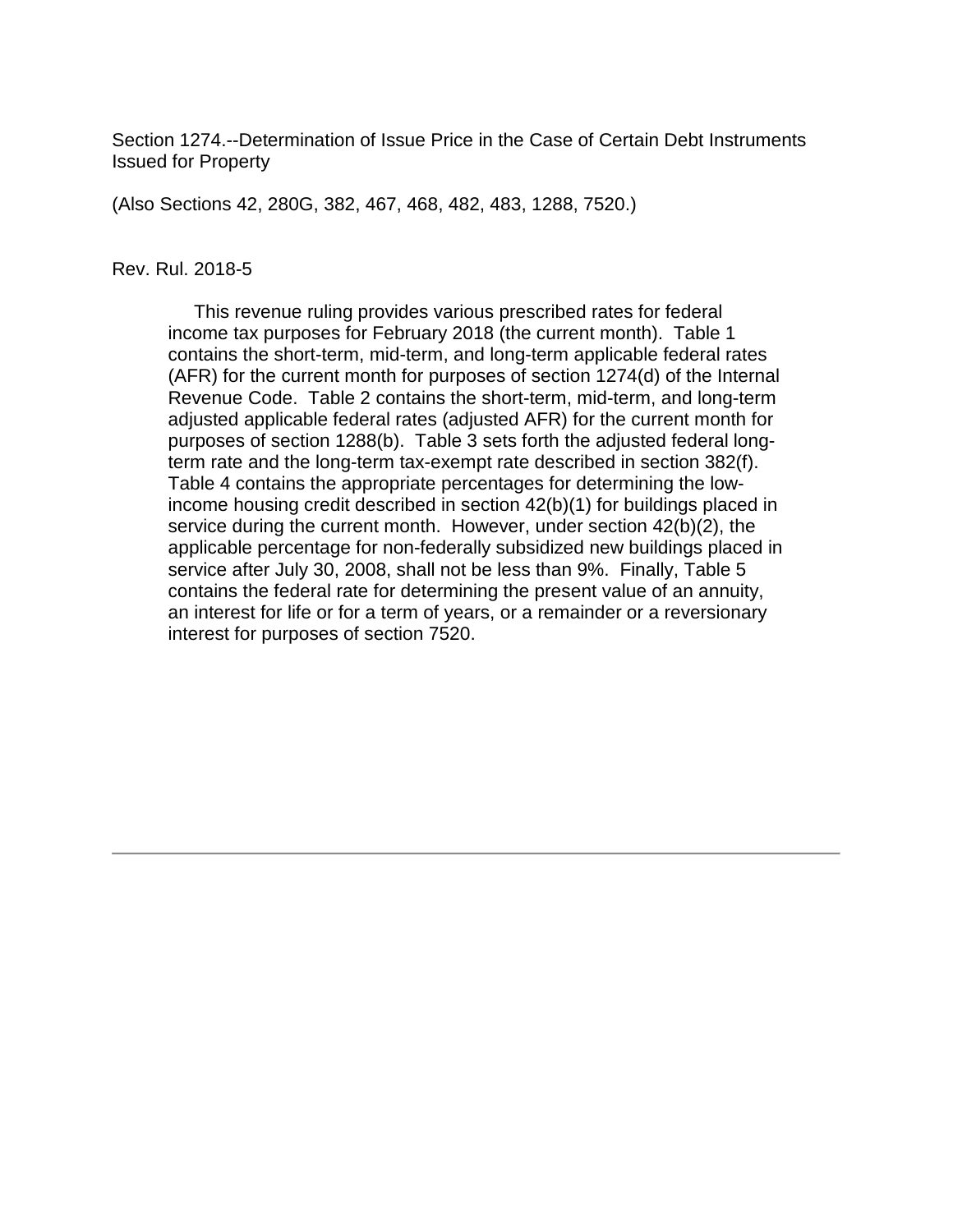Section 1274.--Determination of Issue Price in the Case of Certain Debt Instruments Issued for Property

(Also Sections 42, 280G, 382, 467, 468, 482, 483, 1288, 7520.)

Rev. Rul. 2018-5

This revenue ruling provides various prescribed rates for federal income tax purposes for February 2018 (the current month). Table 1 contains the short-term, mid-term, and long-term applicable federal rates (AFR) for the current month for purposes of section 1274(d) of the Internal Revenue Code. Table 2 contains the short-term, mid-term, and long-term adjusted applicable federal rates (adjusted AFR) for the current month for purposes of section 1288(b). Table 3 sets forth the adjusted federal long-term rate and the long-term tax-exempt rate described in section 382(f). Table 4 contains the appropriate percentages for determining the low-income housing credit described in section 42(b)(1) for buildings placed in service during the current month. However, under section 42(b)(2), the applicable percentage for non-federally subsidized new buildings placed in service after July 30, 2008, shall not be less than 9%. Finally, Table 5 contains the federal rate for determining the present value of an annuity, an interest for life or for a term of years, or a remainder or a reversionary interest for purposes of section 7520.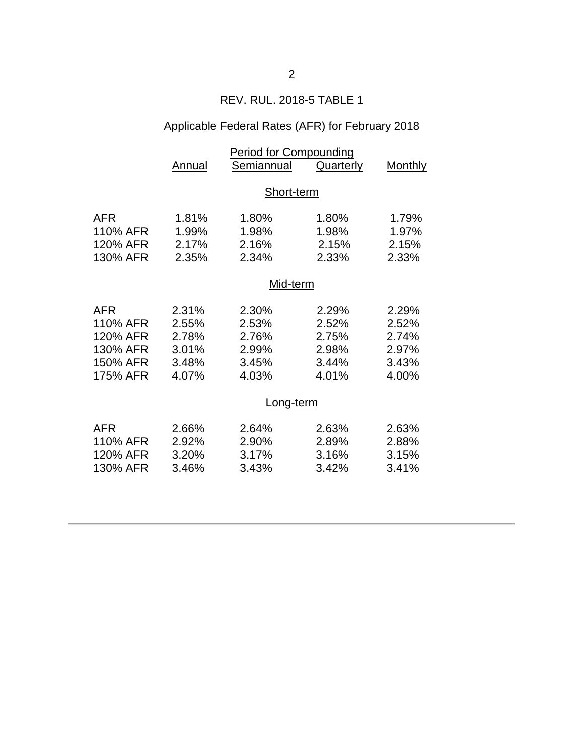REV. RUL. 2018-5 TABLE 1

Applicable Federal Rates (AFR) for February 2018

| | Period for Compounding | | | |
|---|---|---|---|---|
| | Annual | Semiannual | Quarterly | Monthly |
| | | Short-term | | |
| AFR | 1.81% | 1.80% | 1.80% | 1.79% |
| 110% AFR | 1.99% | 1.98% | 1.98% | 1.97% |
| 120% AFR | 2.17% | 2.16% | 2.15% | 2.15% |
| 130% AFR | 2.35% | 2.34% | 2.33% | 2.33% |
| | | Mid-term | | |
| AFR | 2.31% | 2.30% | 2.29% | 2.29% |
| 110% AFR | 2.55% | 2.53% | 2.52% | 2.52% |
| 120% AFR | 2.78% | 2.76% | 2.75% | 2.74% |
| 130% AFR | 3.01% | 2.99% | 2.98% | 2.97% |
| 150% AFR | 3.48% | 3.45% | 3.44% | 3.43% |
| 175% AFR | 4.07% | 4.03% | 4.01% | 4.00% |
| | | Long-term | | |
| AFR | 2.66% | 2.64% | 2.63% | 2.63% |
| 110% AFR | 2.92% | 2.90% | 2.89% | 2.88% |
| 120% AFR | 3.20% | 3.17% | 3.16% | 3.15% |
| 130% AFR | 3.46% | 3.43% | 3.42% | 3.41% |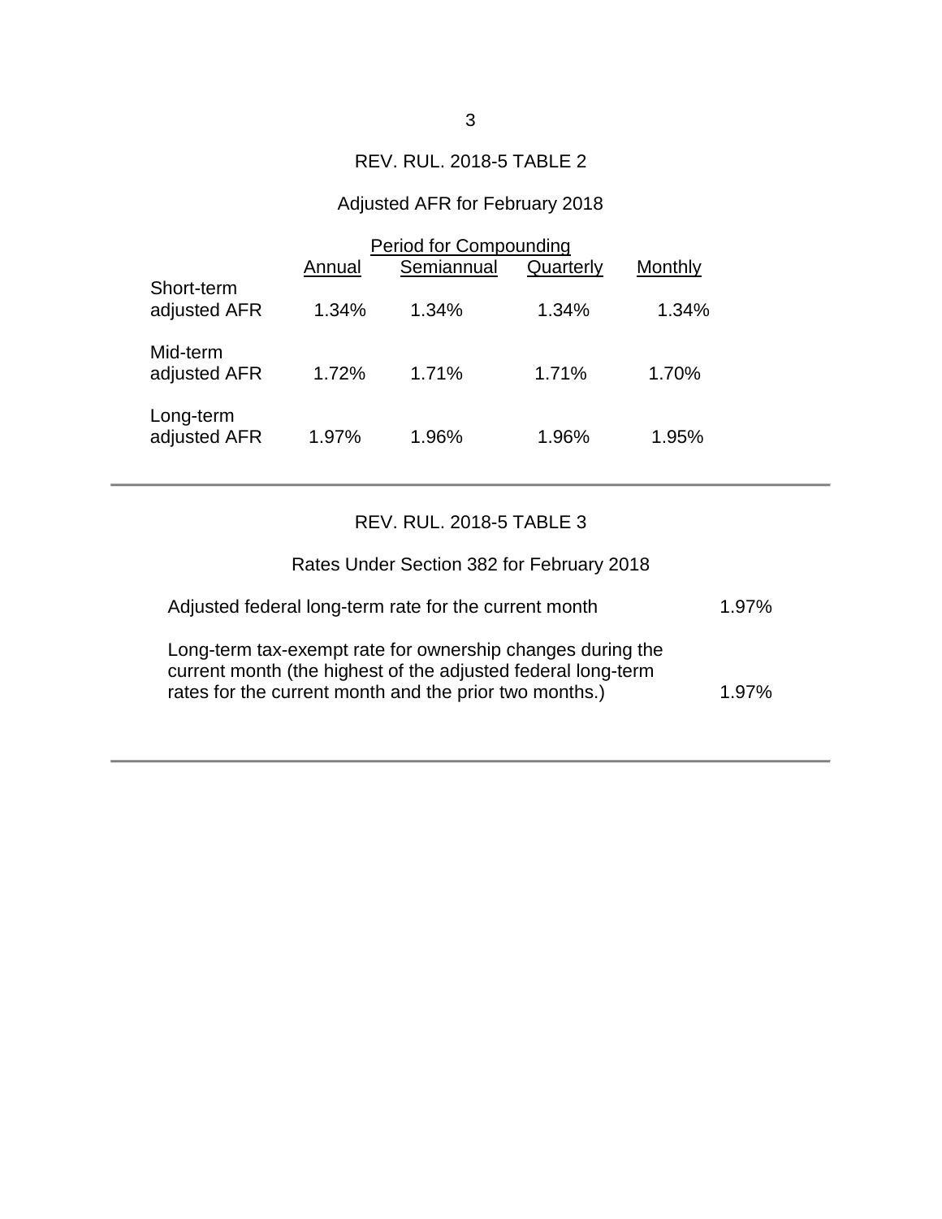## REV. RUL. 2018-5 TABLE 2

### Adjusted AFR for February 2018

| | Period for Compounding | | | |
|---|---|---|---|---|
| | Annual | Semiannual | Quarterly | Monthly |
| Short-term adjusted AFR | 1.34% | 1.34% | 1.34% | 1.34% |
| Mid-term adjusted AFR | 1.72% | 1.71% | 1.71% | 1.70% |
| Long-term adjusted AFR | 1.97% | 1.96% | 1.96% | 1.95% |

---

## REV. RUL. 2018-5 TABLE 3

### Rates Under Section 382 for February 2018

| | |
|---|---|
| Adjusted federal long-term rate for the current month | 1.97% |
| Long-term tax-exempt rate for ownership changes during the current month (the highest of the adjusted federal long-term rates for the current month and the prior two months.) | 1.97% |

---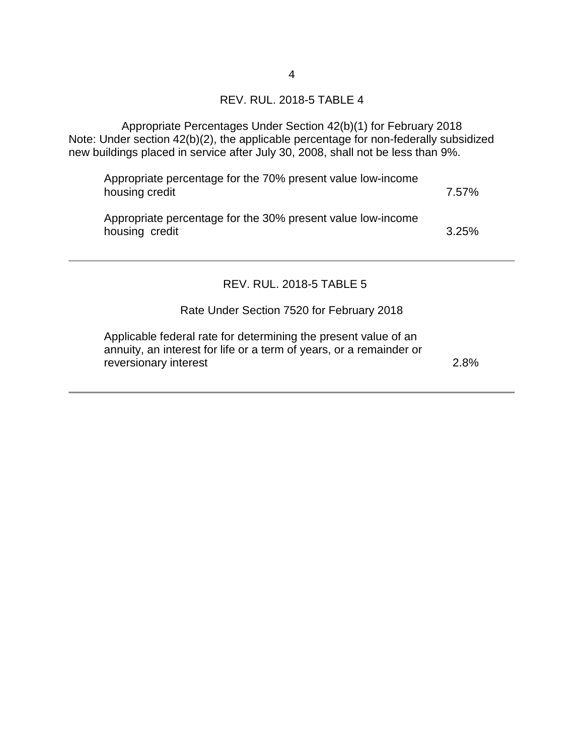## REV. RUL. 2018-5 TABLE 4

Appropriate Percentages Under Section 42(b)(1) for February 2018

Note: Under section 42(b)(2), the applicable percentage for non-federally subsidized new buildings placed in service after July 30, 2008, shall not be less than 9%.

| | |
|---|---|
| Appropriate percentage for the 70% present value low-income housing credit | 7.57% |
| Appropriate percentage for the 30% present value low-income housing credit | 3.25% |

---

## REV. RUL. 2018-5 TABLE 5

Rate Under Section 7520 for February 2018

| | |
|---|---|
| Applicable federal rate for determining the present value of an annuity, an interest for life or a term of years, or a remainder or reversionary interest | 2.8% |

---